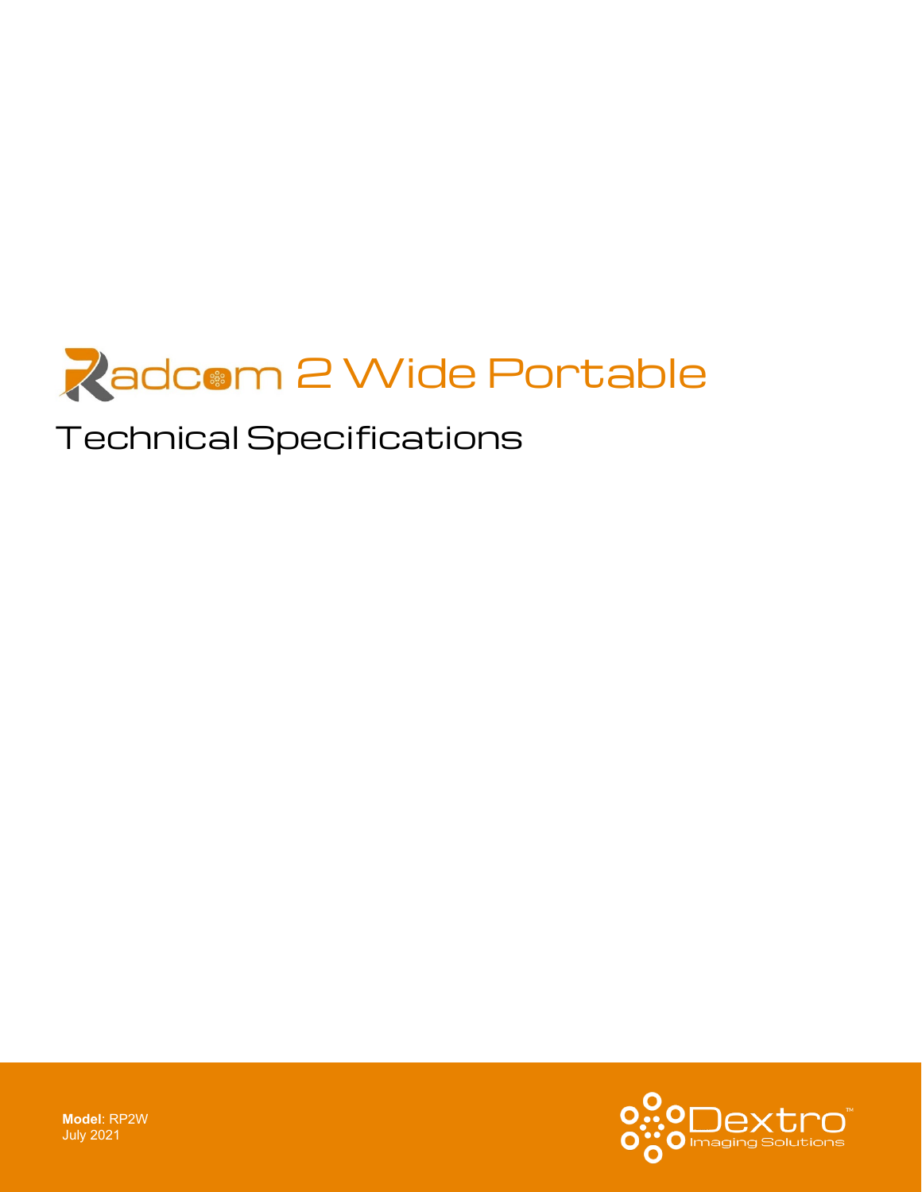# Radcom 2 Wide Portable

## Technical Specifications

**Model**: RP2W
July 2021

Dextro™
Imaging Solutions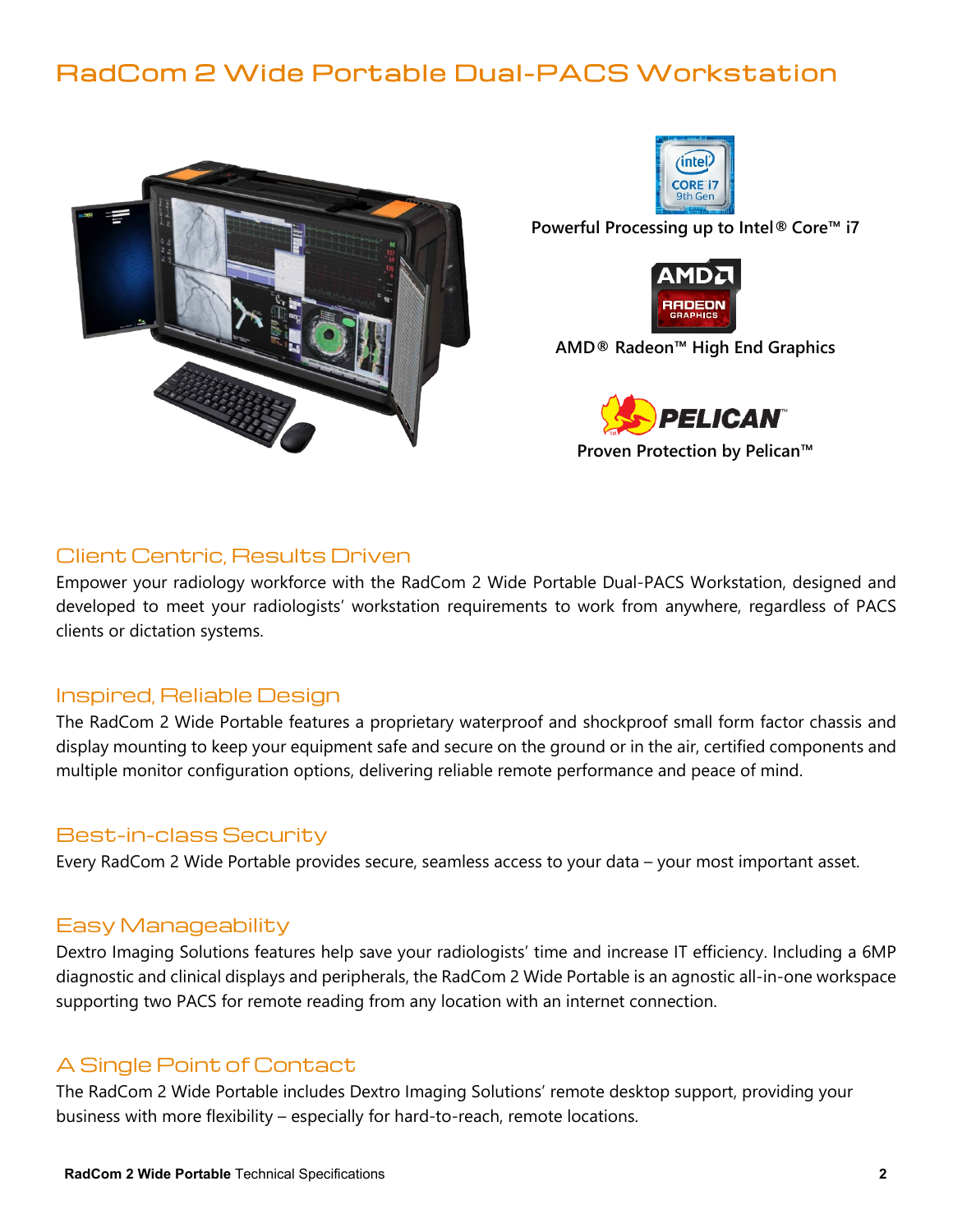# RadCom 2 Wide Portable Dual-PACS Workstation

**Powerful Processing up to Intel® Core™ i7**

**AMD® Radeon™ High End Graphics**

**Proven Protection by Pelican™**

## Client Centric, Results Driven

Empower your radiology workforce with the RadCom 2 Wide Portable Dual-PACS Workstation, designed and developed to meet your radiologists' workstation requirements to work from anywhere, regardless of PACS clients or dictation systems.

## Inspired, Reliable Design

The RadCom 2 Wide Portable features a proprietary waterproof and shockproof small form factor chassis and display mounting to keep your equipment safe and secure on the ground or in the air, certified components and multiple monitor configuration options, delivering reliable remote performance and peace of mind.

## Best-in-class Security

Every RadCom 2 Wide Portable provides secure, seamless access to your data – your most important asset.

## Easy Manageability

Dextro Imaging Solutions features help save your radiologists' time and increase IT efficiency. Including a 6MP diagnostic and clinical displays and peripherals, the RadCom 2 Wide Portable is an agnostic all-in-one workspace supporting two PACS for remote reading from any location with an internet connection.

## A Single Point of Contact

The RadCom 2 Wide Portable includes Dextro Imaging Solutions' remote desktop support, providing your business with more flexibility – especially for hard-to-reach, remote locations.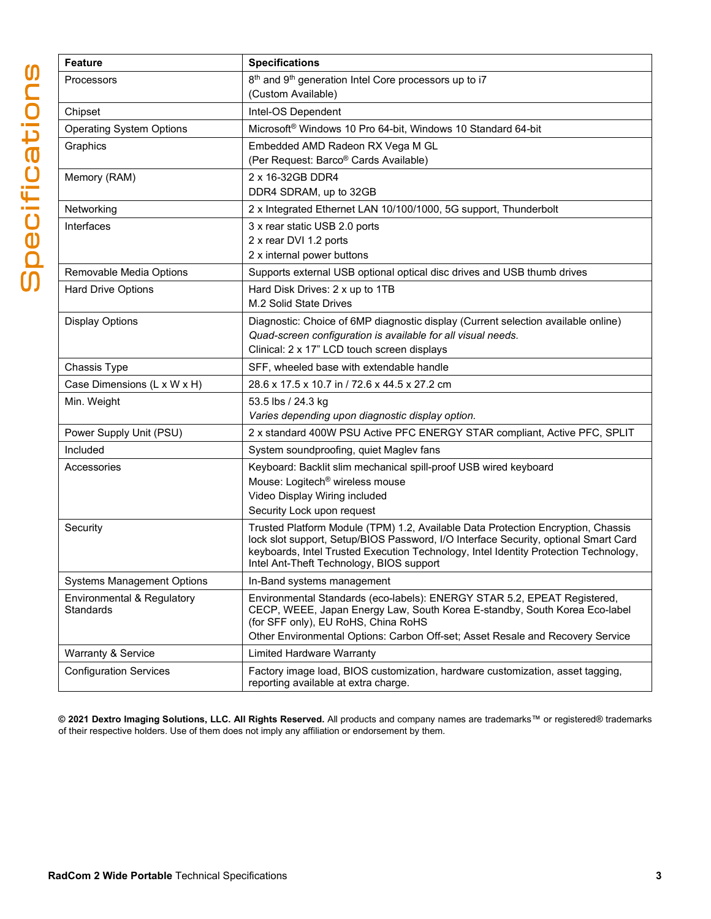# Specifications

| Feature | Specifications |
|---|---|
| Processors | 8th and 9th generation Intel Core processors up to i7<br>(Custom Available) |
| Chipset | Intel-OS Dependent |
| Operating System Options | Microsoft® Windows 10 Pro 64-bit, Windows 10 Standard 64-bit |
| Graphics | Embedded AMD Radeon RX Vega M GL<br>(Per Request: Barco® Cards Available) |
| Memory (RAM) | 2 x 16-32GB DDR4<br>DDR4 SDRAM, up to 32GB |
| Networking | 2 x Integrated Ethernet LAN 10/100/1000, 5G support, Thunderbolt |
| Interfaces | 3 x rear static USB 2.0 ports<br>2 x rear DVI 1.2 ports<br>2 x internal power buttons |
| Removable Media Options | Supports external USB optional optical disc drives and USB thumb drives |
| Hard Drive Options | Hard Disk Drives: 2 x up to 1TB<br>M.2 Solid State Drives |
| Display Options | Diagnostic: Choice of 6MP diagnostic display (Current selection available online)<br>*Quad-screen configuration is available for all visual needs.*<br>Clinical: 2 x 17" LCD touch screen displays |
| Chassis Type | SFF, wheeled base with extendable handle |
| Case Dimensions (L x W x H) | 28.6 x 17.5 x 10.7 in / 72.6 x 44.5 x 27.2 cm |
| Min. Weight | 53.5 lbs / 24.3 kg<br>*Varies depending upon diagnostic display option.* |
| Power Supply Unit (PSU) | 2 x standard 400W PSU Active PFC ENERGY STAR compliant, Active PFC, SPLIT |
| Included | System soundproofing, quiet Maglev fans |
| Accessories | Keyboard: Backlit slim mechanical spill-proof USB wired keyboard<br>Mouse: Logitech® wireless mouse<br>Video Display Wiring included<br>Security Lock upon request |
| Security | Trusted Platform Module (TPM) 1.2, Available Data Protection Encryption, Chassis lock slot support, Setup/BIOS Password, I/O Interface Security, optional Smart Card keyboards, Intel Trusted Execution Technology, Intel Identity Protection Technology, Intel Ant-Theft Technology, BIOS support |
| Systems Management Options | In-Band systems management |
| Environmental & Regulatory Standards | Environmental Standards (eco-labels): ENERGY STAR 5.2, EPEAT Registered, CECP, WEEE, Japan Energy Law, South Korea E-standby, South Korea Eco-label (for SFF only), EU RoHS, China RoHS<br>Other Environmental Options: Carbon Off-set; Asset Resale and Recovery Service |
| Warranty & Service | Limited Hardware Warranty |
| Configuration Services | Factory image load, BIOS customization, hardware customization, asset tagging, reporting available at extra charge. |

**© 2021 Dextro Imaging Solutions, LLC. All Rights Reserved.** All products and company names are trademarks™ or registered® trademarks of their respective holders. Use of them does not imply any affiliation or endorsement by them.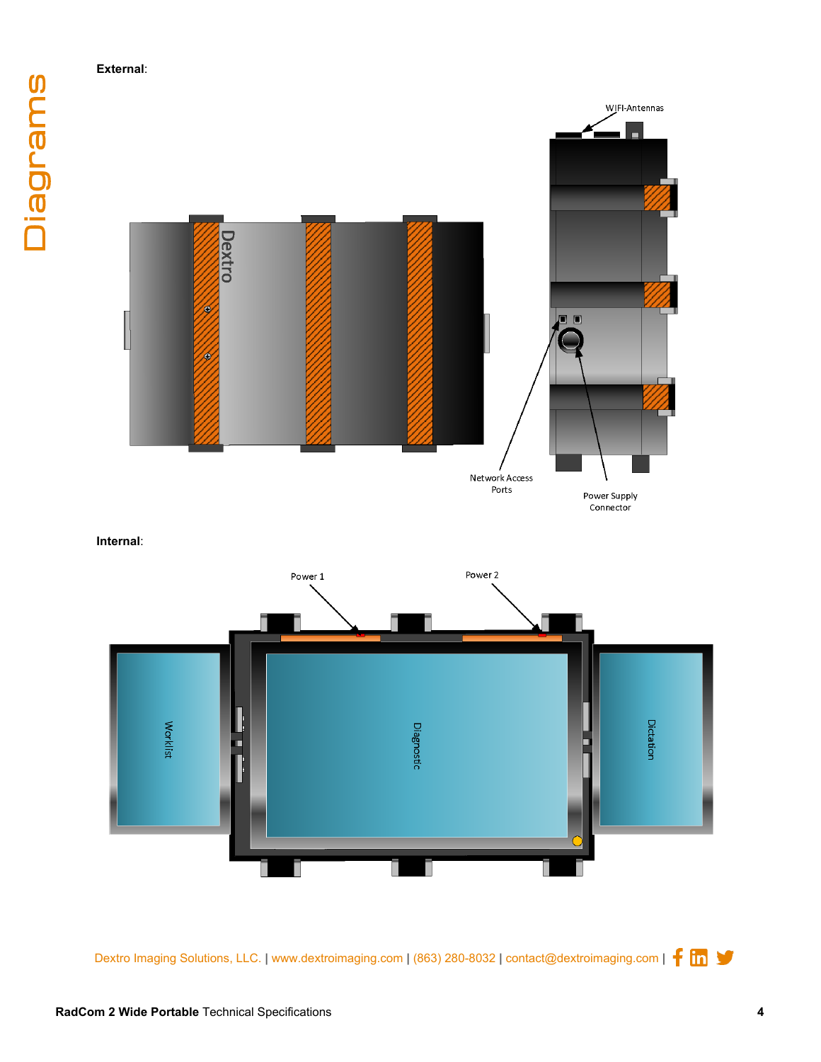# Diagrams

**External**:

WIFI-Antennas

Dextro

Network Access Ports

Power Supply Connector

**Internal**:

Power 1

Power 2

Worklist

Diagnostic

Dictation

Dextro Imaging Solutions, LLC. | www.dextroimaging.com | (863) 280-8032 | contact@dextroimaging.com |